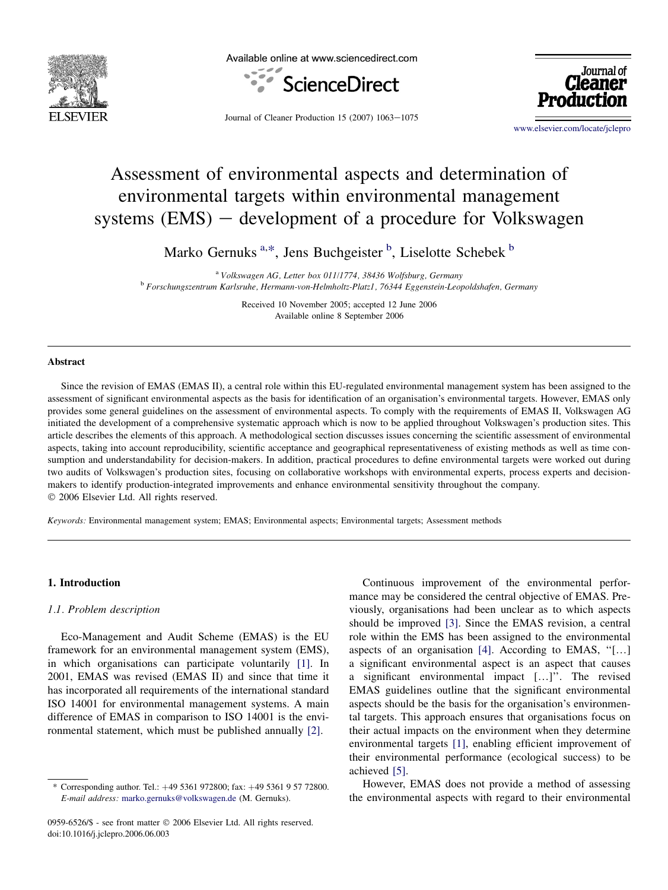# Assessment of environmental aspects and determination of environmental targets within environmental management systems (EMS) − development of a procedure for Volkswagen

Marko Gernuks [a,*], Jens Buchgeister [b], Liselotte Schebek [b]

[a] Volkswagen AG, Letter box 011/1774, 38436 Wolfsburg, Germany
[b] Forschungszentrum Karlsruhe, Hermann-von-Helmholtz-Platz1, 76344 Eggenstein-Leopoldshafen, Germany

Received 10 November 2005; accepted 12 June 2006
Available online 8 September 2006

## Abstract

Since the revision of EMAS (EMAS II), a central role within this EU-regulated environmental management system has been assigned to the assessment of significant environmental aspects as the basis for identification of an organisation's environmental targets. However, EMAS only provides some general guidelines on the assessment of environmental aspects. To comply with the requirements of EMAS II, Volkswagen AG initiated the development of a comprehensive systematic approach which is now to be applied throughout Volkswagen's production sites. This article describes the elements of this approach. A methodological section discusses issues concerning the scientific assessment of environmental aspects, taking into account reproducibility, scientific acceptance and geographical representativeness of existing methods as well as time consumption and understandability for decision-makers. In addition, practical procedures to define environmental targets were worked out during two audits of Volkswagen's production sites, focusing on collaborative workshops with environmental experts, process experts and decision-makers to identify production-integrated improvements and enhance environmental sensitivity throughout the company.
© 2006 Elsevier Ltd. All rights reserved.

*Keywords:* Environmental management system; EMAS; Environmental aspects; Environmental targets; Assessment methods

## 1. Introduction

### 1.1. Problem description

Eco-Management and Audit Scheme (EMAS) is the EU framework for an environmental management system (EMS), in which organisations can participate voluntarily [1]. In 2001, EMAS was revised (EMAS II) and since that time it has incorporated all requirements of the international standard ISO 14001 for environmental management systems. A main difference of EMAS in comparison to ISO 14001 is the environmental statement, which must be published annually [2].

Continuous improvement of the environmental performance may be considered the central objective of EMAS. Previously, organisations had been unclear as to which aspects should be improved [3]. Since the EMAS revision, a central role within the EMS has been assigned to the environmental aspects of an organisation [4]. According to EMAS, "[…] a significant environmental aspect is an aspect that causes a significant environmental impact […]". The revised EMAS guidelines outline that the significant environmental aspects should be the basis for the organisation's environmental targets. This approach ensures that organisations focus on their actual impacts on the environment when they determine environmental targets [1], enabling efficient improvement of their environmental performance (ecological success) to be achieved [5].

However, EMAS does not provide a method of assessing the environmental aspects with regard to their environmental

\* Corresponding author. Tel.: +49 5361 972800; fax: +49 5361 9 57 72800.
E-mail address: marko.gernuks@volkswagen.de (M. Gernuks).

0959-6526/$ - see front matter © 2006 Elsevier Ltd. All rights reserved.
doi:10.1016/j.jclepro.2006.06.003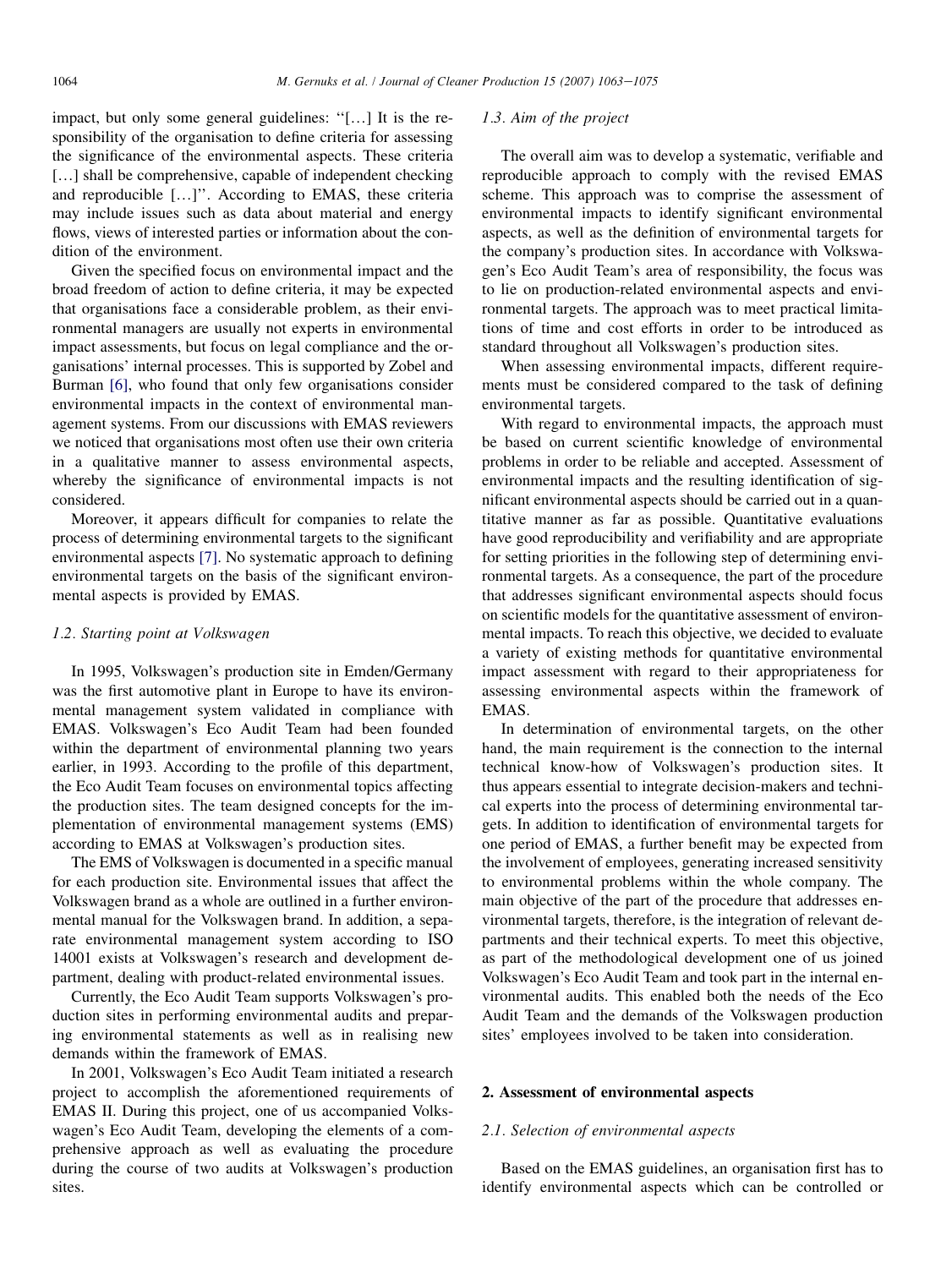impact, but only some general guidelines: "[…] It is the responsibility of the organisation to define criteria for assessing the significance of the environmental aspects. These criteria […] shall be comprehensive, capable of independent checking and reproducible […]". According to EMAS, these criteria may include issues such as data about material and energy flows, views of interested parties or information about the condition of the environment.

Given the specified focus on environmental impact and the broad freedom of action to define criteria, it may be expected that organisations face a considerable problem, as their environmental managers are usually not experts in environmental impact assessments, but focus on legal compliance and the organisations' internal processes. This is supported by Zobel and Burman [6], who found that only few organisations consider environmental impacts in the context of environmental management systems. From our discussions with EMAS reviewers we noticed that organisations most often use their own criteria in a qualitative manner to assess environmental aspects, whereby the significance of environmental impacts is not considered.

Moreover, it appears difficult for companies to relate the process of determining environmental targets to the significant environmental aspects [7]. No systematic approach to defining environmental targets on the basis of the significant environmental aspects is provided by EMAS.

### *1.2. Starting point at Volkswagen*

In 1995, Volkswagen's production site in Emden/Germany was the first automotive plant in Europe to have its environmental management system validated in compliance with EMAS. Volkswagen's Eco Audit Team had been founded within the department of environmental planning two years earlier, in 1993. According to the profile of this department, the Eco Audit Team focuses on environmental topics affecting the production sites. The team designed concepts for the implementation of environmental management systems (EMS) according to EMAS at Volkswagen's production sites.

The EMS of Volkswagen is documented in a specific manual for each production site. Environmental issues that affect the Volkswagen brand as a whole are outlined in a further environmental manual for the Volkswagen brand. In addition, a separate environmental management system according to ISO 14001 exists at Volkswagen's research and development department, dealing with product-related environmental issues.

Currently, the Eco Audit Team supports Volkswagen's production sites in performing environmental audits and preparing environmental statements as well as in realising new demands within the framework of EMAS.

In 2001, Volkswagen's Eco Audit Team initiated a research project to accomplish the aforementioned requirements of EMAS II. During this project, one of us accompanied Volkswagen's Eco Audit Team, developing the elements of a comprehensive approach as well as evaluating the procedure during the course of two audits at Volkswagen's production sites.

### *1.3. Aim of the project*

The overall aim was to develop a systematic, verifiable and reproducible approach to comply with the revised EMAS scheme. This approach was to comprise the assessment of environmental impacts to identify significant environmental aspects, as well as the definition of environmental targets for the company's production sites. In accordance with Volkswagen's Eco Audit Team's area of responsibility, the focus was to lie on production-related environmental aspects and environmental targets. The approach was to meet practical limitations of time and cost efforts in order to be introduced as standard throughout all Volkswagen's production sites.

When assessing environmental impacts, different requirements must be considered compared to the task of defining environmental targets.

With regard to environmental impacts, the approach must be based on current scientific knowledge of environmental problems in order to be reliable and accepted. Assessment of environmental impacts and the resulting identification of significant environmental aspects should be carried out in a quantitative manner as far as possible. Quantitative evaluations have good reproducibility and verifiability and are appropriate for setting priorities in the following step of determining environmental targets. As a consequence, the part of the procedure that addresses significant environmental aspects should focus on scientific models for the quantitative assessment of environmental impacts. To reach this objective, we decided to evaluate a variety of existing methods for quantitative environmental impact assessment with regard to their appropriateness for assessing environmental aspects within the framework of EMAS.

In determination of environmental targets, on the other hand, the main requirement is the connection to the internal technical know-how of Volkswagen's production sites. It thus appears essential to integrate decision-makers and technical experts into the process of determining environmental targets. In addition to identification of environmental targets for one period of EMAS, a further benefit may be expected from the involvement of employees, generating increased sensitivity to environmental problems within the whole company. The main objective of the part of the procedure that addresses environmental targets, therefore, is the integration of relevant departments and their technical experts. To meet this objective, as part of the methodological development one of us joined Volkswagen's Eco Audit Team and took part in the internal environmental audits. This enabled both the needs of the Eco Audit Team and the demands of the Volkswagen production sites' employees involved to be taken into consideration.

## 2. Assessment of environmental aspects

### *2.1. Selection of environmental aspects*

Based on the EMAS guidelines, an organisation first has to identify environmental aspects which can be controlled or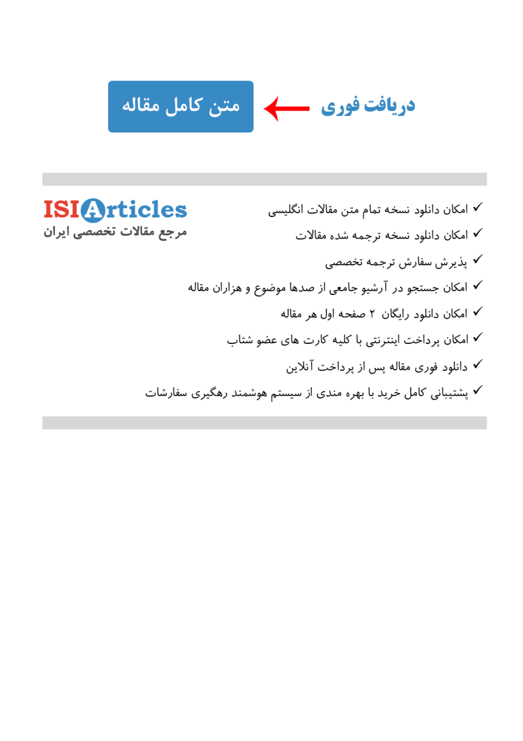**متن کامل مقاله** ← **دریافت فوری**

**ISIArticles**
مرجع مقالات تخصصی ایران

- ✓ امکان دانلود نسخه تمام متن مقالات انگلیسی
- ✓ امکان دانلود نسخه ترجمه شده مقالات
- ✓ پذیرش سفارش ترجمه تخصصی
- ✓ امکان جستجو در آرشیو جامعی از صدها موضوع و هزاران مقاله
- ✓ امکان دانلود رایگان ۲ صفحه اول هر مقاله
- ✓ امکان پرداخت اینترنتی با کلیه کارت های عضو شتاب
- ✓ دانلود فوری مقاله پس از پرداخت آنلاین
- ✓ پشتیبانی کامل خرید با بهره مندی از سیستم هوشمند رهگیری سفارشات